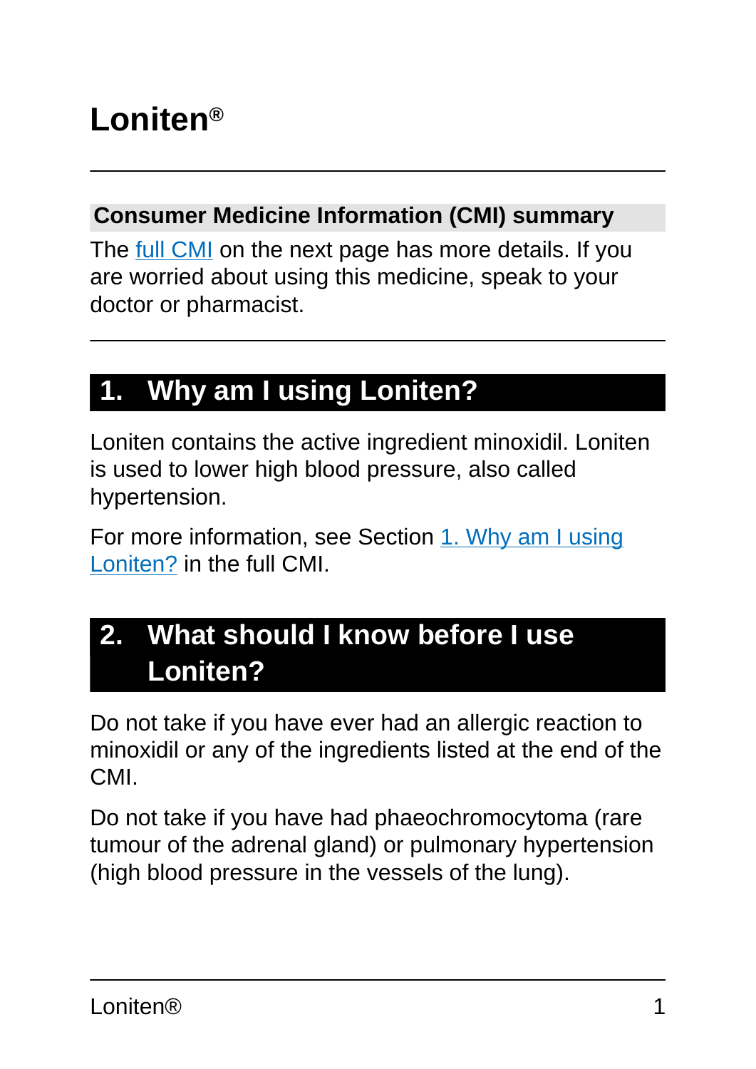# Loniten®

## Consumer Medicine Information (CMI) summary

The full CMI on the next page has more details. If you are worried about using this medicine, speak to your doctor or pharmacist.

## 1. Why am I using Loniten?

Loniten contains the active ingredient minoxidil. Loniten is used to lower high blood pressure, also called hypertension.

For more information, see Section 1. Why am I using Loniten? in the full CMI.

## 2. What should I know before I use Loniten?

Do not take if you have ever had an allergic reaction to minoxidil or any of the ingredients listed at the end of the CMI.

Do not take if you have had phaeochromocytoma (rare tumour of the adrenal gland) or pulmonary hypertension (high blood pressure in the vessels of the lung).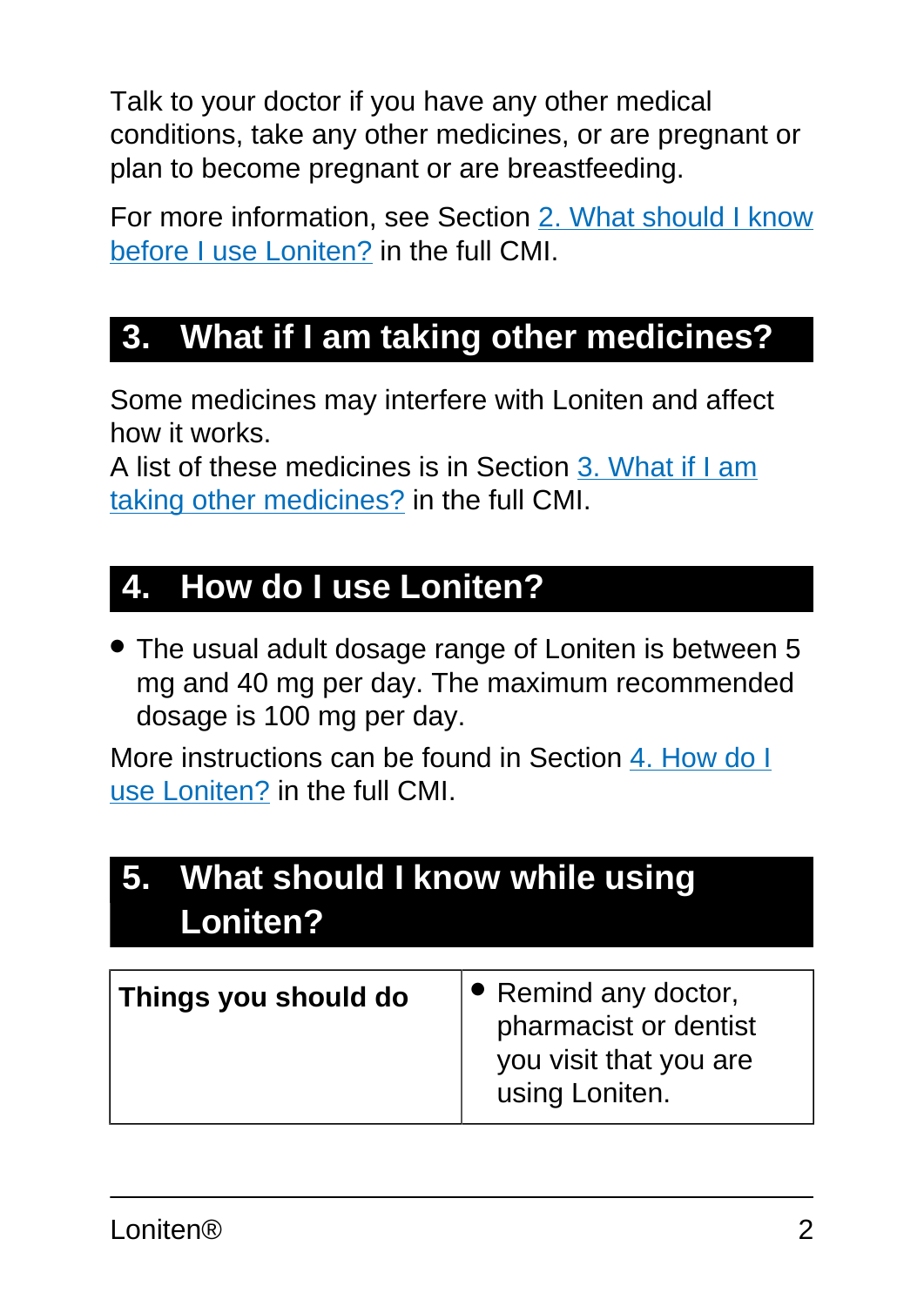Talk to your doctor if you have any other medical conditions, take any other medicines, or are pregnant or plan to become pregnant or are breastfeeding.

For more information, see Section 2. What should I know before I use Loniten? in the full CMI.

## 3. What if I am taking other medicines?

Some medicines may interfere with Loniten and affect how it works.
A list of these medicines is in Section 3. What if I am taking other medicines? in the full CMI.

## 4. How do I use Loniten?

- The usual adult dosage range of Loniten is between 5 mg and 40 mg per day. The maximum recommended dosage is 100 mg per day.

More instructions can be found in Section 4. How do I use Loniten? in the full CMI.

## 5. What should I know while using Loniten?

| **Things you should do** | • Remind any doctor, pharmacist or dentist you visit that you are using Loniten. |
|---|---|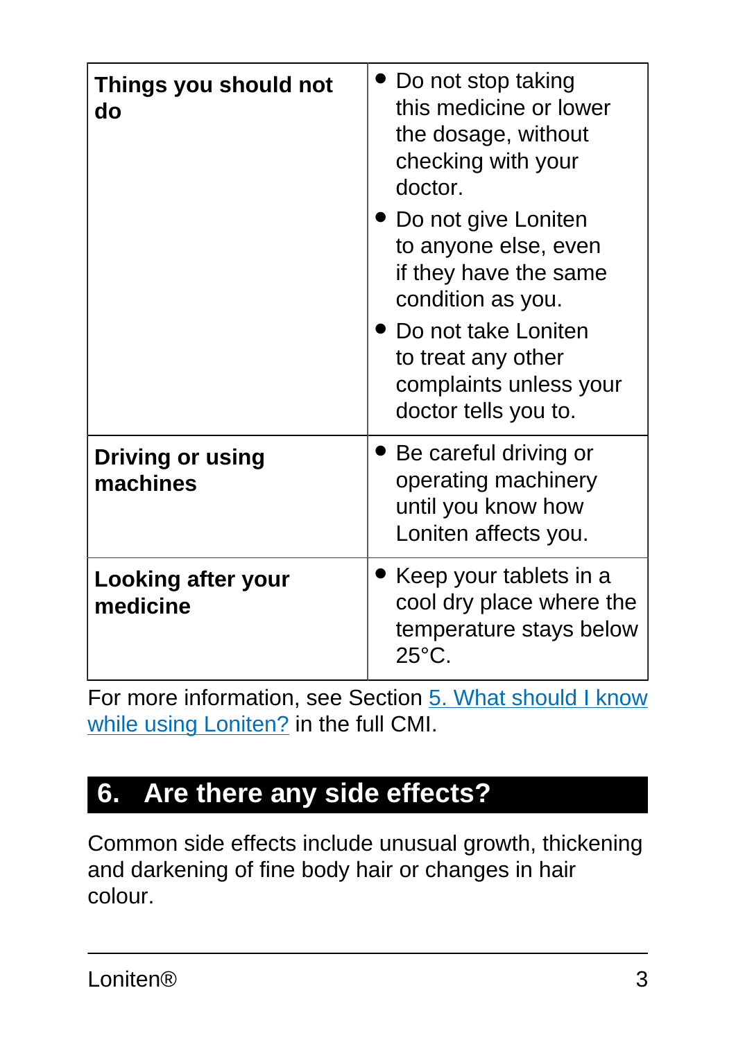| | |
|---|---|
| **Things you should not do** | • Do not stop taking this medicine or lower the dosage, without checking with your doctor.<br>• Do not give Loniten to anyone else, even if they have the same condition as you.<br>• Do not take Loniten to treat any other complaints unless your doctor tells you to. |
| **Driving or using machines** | • Be careful driving or operating machinery until you know how Loniten affects you. |
| **Looking after your medicine** | • Keep your tablets in a cool dry place where the temperature stays below 25°C. |

For more information, see Section 5. What should I know while using Loniten? in the full CMI.

## 6. Are there any side effects?

Common side effects include unusual growth, thickening and darkening of fine body hair or changes in hair colour.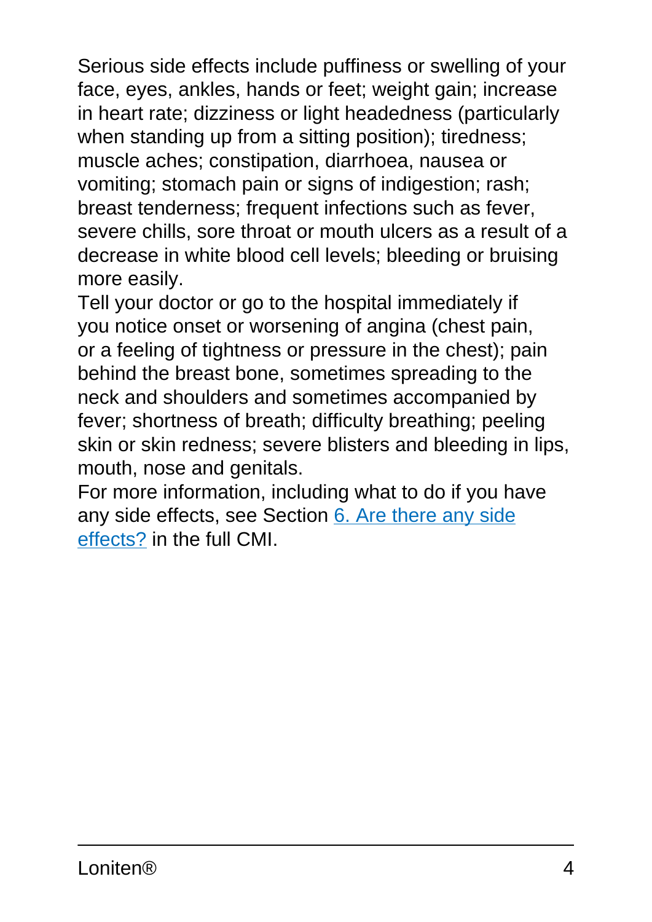Serious side effects include puffiness or swelling of your face, eyes, ankles, hands or feet; weight gain; increase in heart rate; dizziness or light headedness (particularly when standing up from a sitting position); tiredness; muscle aches; constipation, diarrhoea, nausea or vomiting; stomach pain or signs of indigestion; rash; breast tenderness; frequent infections such as fever, severe chills, sore throat or mouth ulcers as a result of a decrease in white blood cell levels; bleeding or bruising more easily.

Tell your doctor or go to the hospital immediately if you notice onset or worsening of angina (chest pain, or a feeling of tightness or pressure in the chest); pain behind the breast bone, sometimes spreading to the neck and shoulders and sometimes accompanied by fever; shortness of breath; difficulty breathing; peeling skin or skin redness; severe blisters and bleeding in lips, mouth, nose and genitals.

For more information, including what to do if you have any side effects, see Section 6. Are there any side effects? in the full CMI.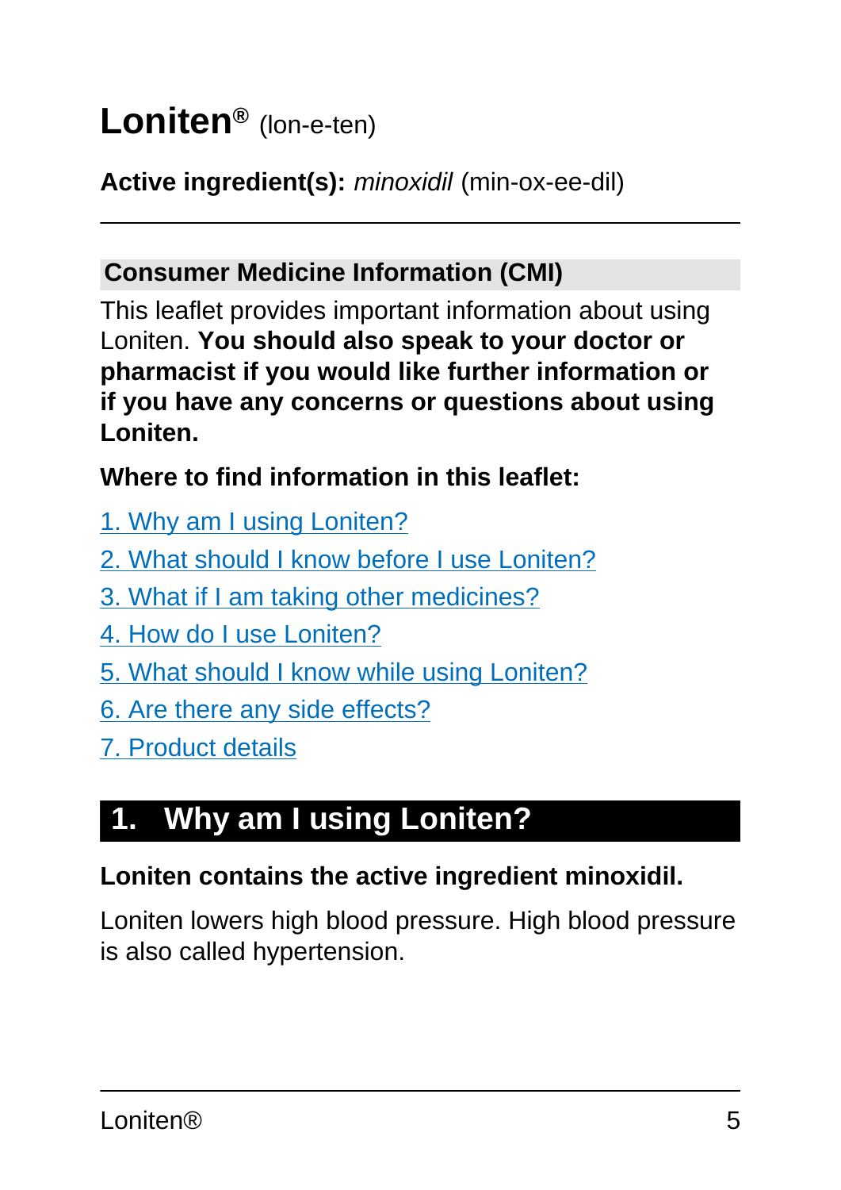# Loniten® (lon-e-ten)

**Active ingredient(s):** *minoxidil* (min-ox-ee-dil)

---

## Consumer Medicine Information (CMI)

This leaflet provides important information about using Loniten. **You should also speak to your doctor or pharmacist if you would like further information or if you have any concerns or questions about using Loniten.**

**Where to find information in this leaflet:**

1. Why am I using Loniten?
2. What should I know before I use Loniten?
3. What if I am taking other medicines?
4. How do I use Loniten?
5. What should I know while using Loniten?
6. Are there any side effects?
7. Product details

## 1. Why am I using Loniten?

**Loniten contains the active ingredient minoxidil.**

Loniten lowers high blood pressure. High blood pressure is also called hypertension.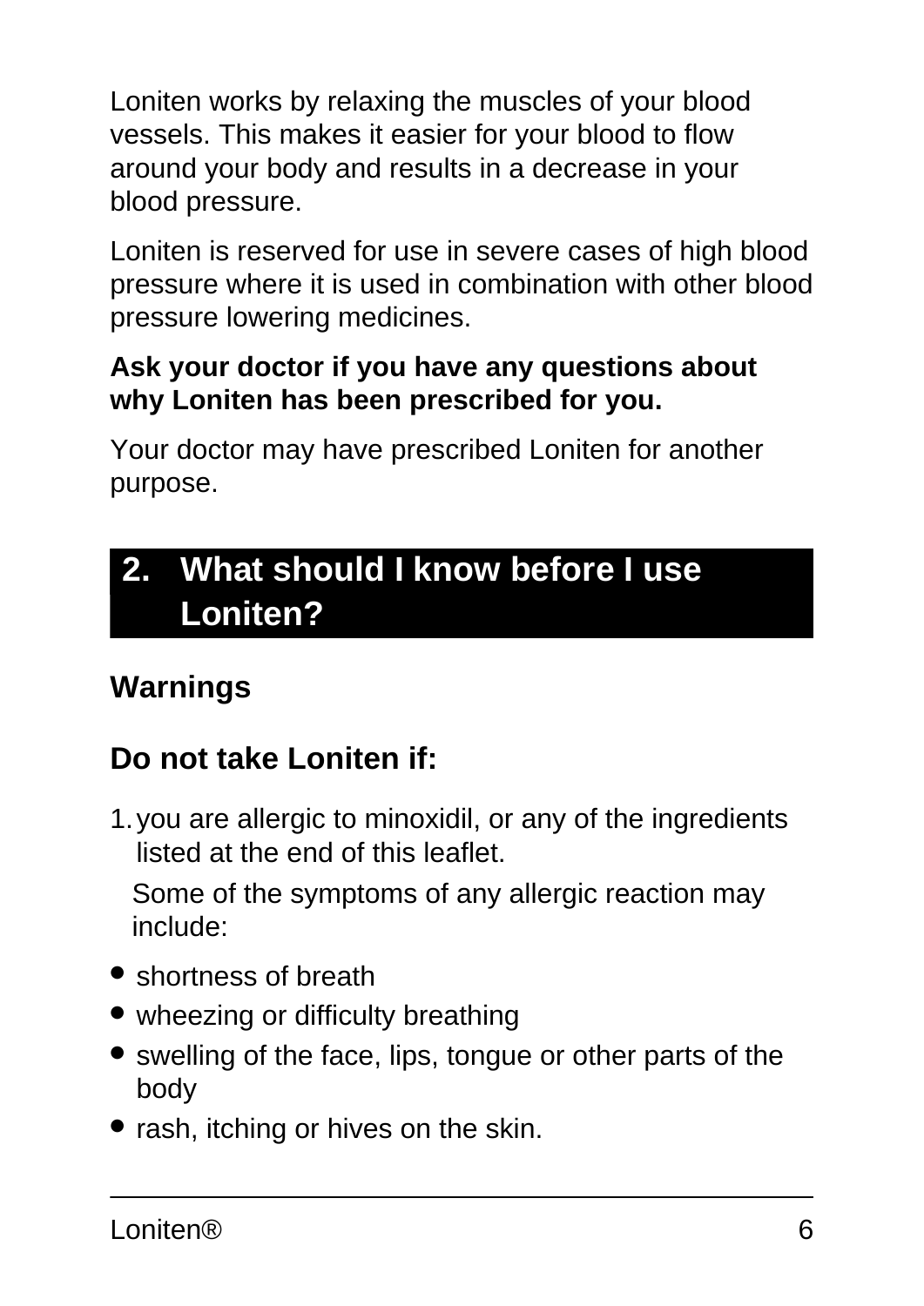Loniten works by relaxing the muscles of your blood vessels. This makes it easier for your blood to flow around your body and results in a decrease in your blood pressure.

Loniten is reserved for use in severe cases of high blood pressure where it is used in combination with other blood pressure lowering medicines.

**Ask your doctor if you have any questions about why Loniten has been prescribed for you.**

Your doctor may have prescribed Loniten for another purpose.

## 2. What should I know before I use Loniten?

### Warnings

### Do not take Loniten if:

1. you are allergic to minoxidil, or any of the ingredients listed at the end of this leaflet.

   Some of the symptoms of any allergic reaction may include:

- shortness of breath
- wheezing or difficulty breathing
- swelling of the face, lips, tongue or other parts of the body
- rash, itching or hives on the skin.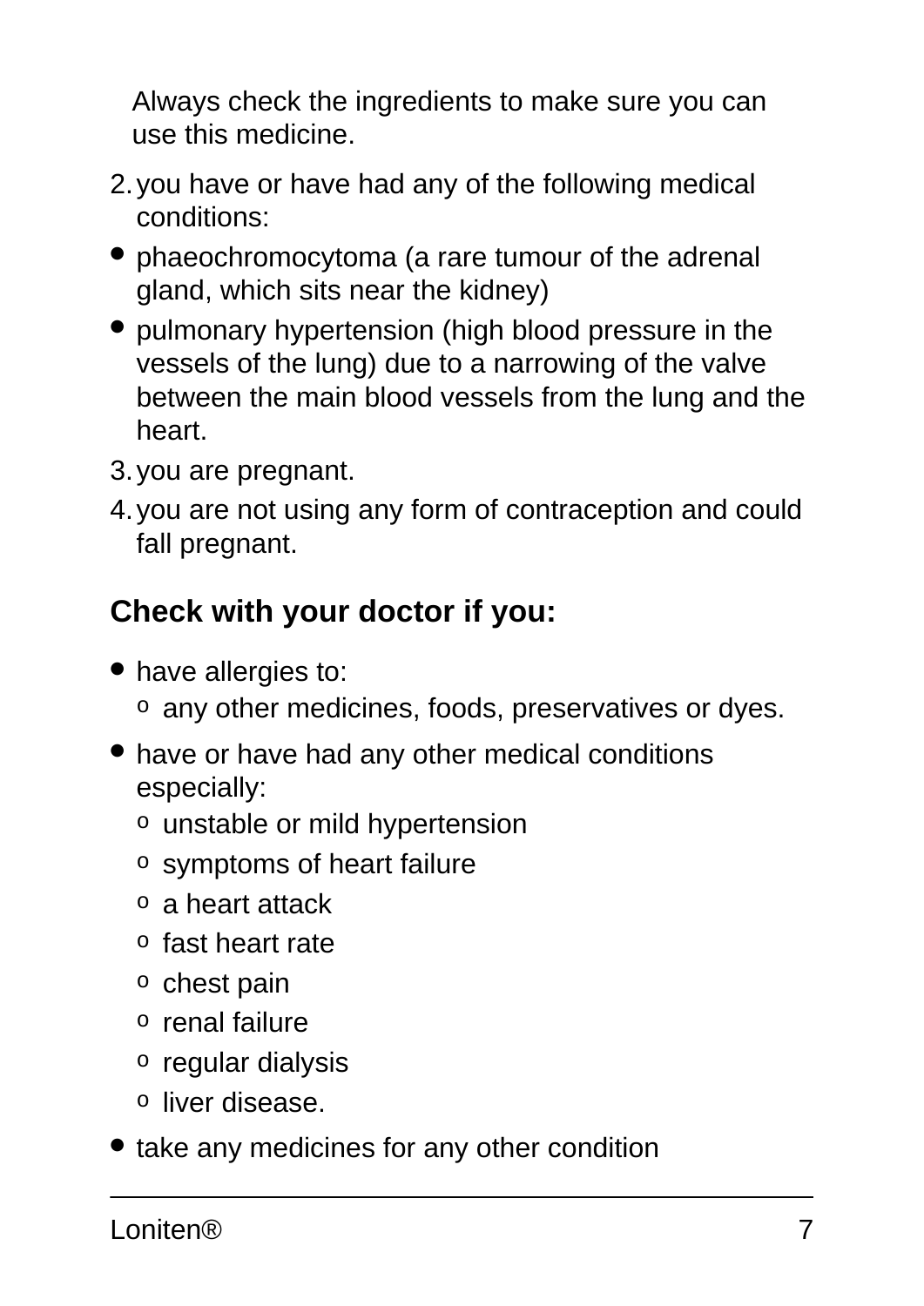Always check the ingredients to make sure you can use this medicine.

2. you have or have had any of the following medical conditions:

- phaeochromocytoma (a rare tumour of the adrenal gland, which sits near the kidney)
- pulmonary hypertension (high blood pressure in the vessels of the lung) due to a narrowing of the valve between the main blood vessels from the lung and the heart.

3. you are pregnant.
4. you are not using any form of contraception and could fall pregnant.

### Check with your doctor if you:

- have allergies to:
  - any other medicines, foods, preservatives or dyes.
- have or have had any other medical conditions especially:
  - unstable or mild hypertension
  - symptoms of heart failure
  - a heart attack
  - fast heart rate
  - chest pain
  - renal failure
  - regular dialysis
  - liver disease.
- take any medicines for any other condition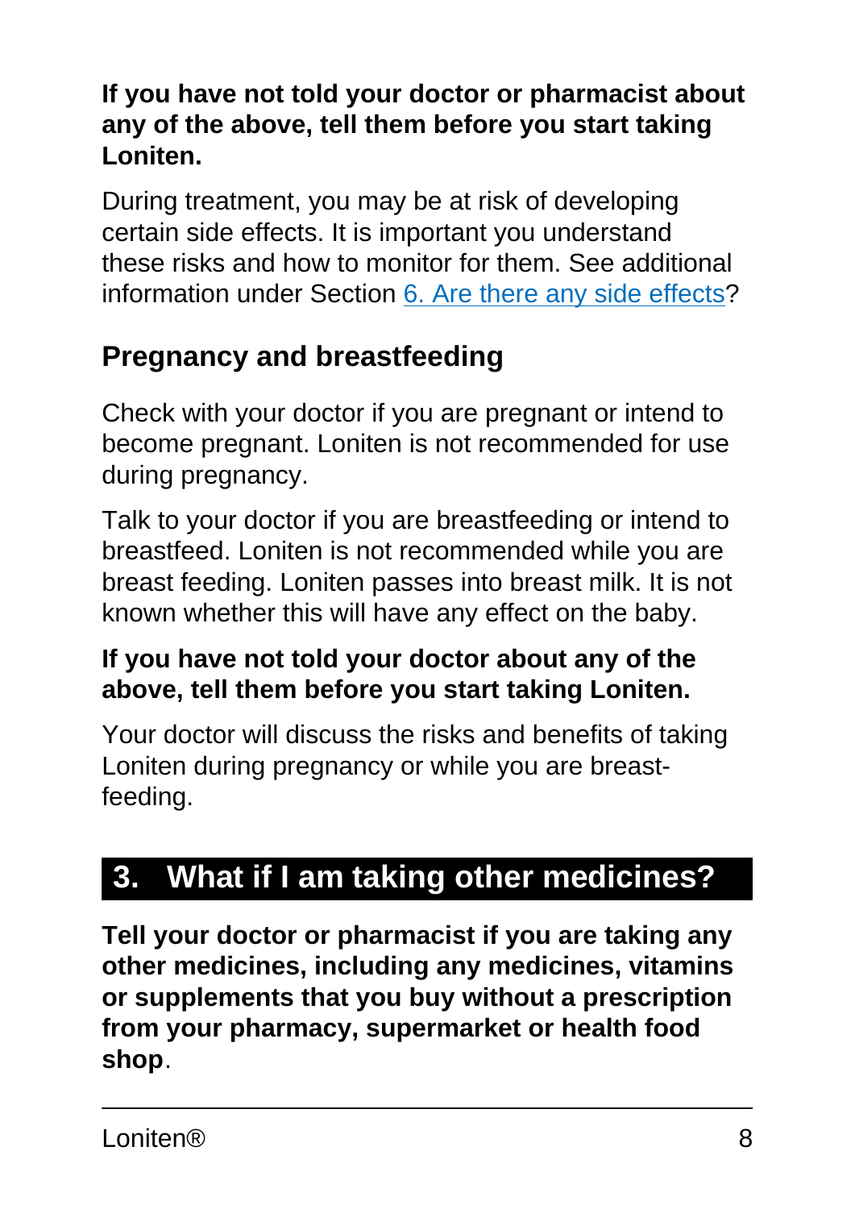**If you have not told your doctor or pharmacist about any of the above, tell them before you start taking Loniten.**

During treatment, you may be at risk of developing certain side effects. It is important you understand these risks and how to monitor for them. See additional information under Section 6. Are there any side effects?

### Pregnancy and breastfeeding

Check with your doctor if you are pregnant or intend to become pregnant. Loniten is not recommended for use during pregnancy.

Talk to your doctor if you are breastfeeding or intend to breastfeed. Loniten is not recommended while you are breast feeding. Loniten passes into breast milk. It is not known whether this will have any effect on the baby.

**If you have not told your doctor about any of the above, tell them before you start taking Loniten.**

Your doctor will discuss the risks and benefits of taking Loniten during pregnancy or while you are breast-feeding.

## 3. What if I am taking other medicines?

**Tell your doctor or pharmacist if you are taking any other medicines, including any medicines, vitamins or supplements that you buy without a prescription from your pharmacy, supermarket or health food shop**.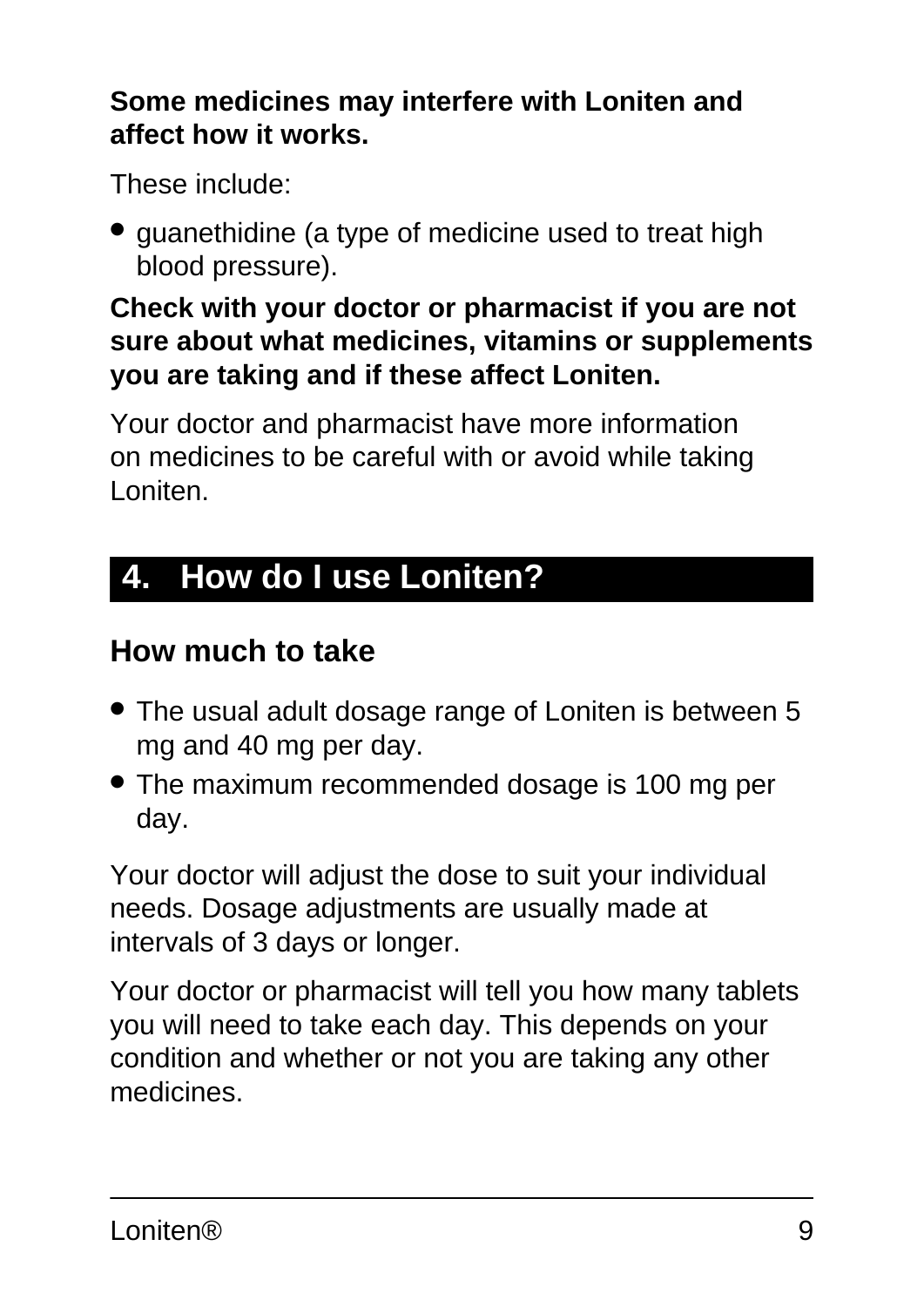**Some medicines may interfere with Loniten and affect how it works.**

These include:

- guanethidine (a type of medicine used to treat high blood pressure).

**Check with your doctor or pharmacist if you are not sure about what medicines, vitamins or supplements you are taking and if these affect Loniten.**

Your doctor and pharmacist have more information on medicines to be careful with or avoid while taking Loniten.

## 4. How do I use Loniten?

### How much to take

- The usual adult dosage range of Loniten is between 5 mg and 40 mg per day.
- The maximum recommended dosage is 100 mg per day.

Your doctor will adjust the dose to suit your individual needs. Dosage adjustments are usually made at intervals of 3 days or longer.

Your doctor or pharmacist will tell you how many tablets you will need to take each day. This depends on your condition and whether or not you are taking any other medicines.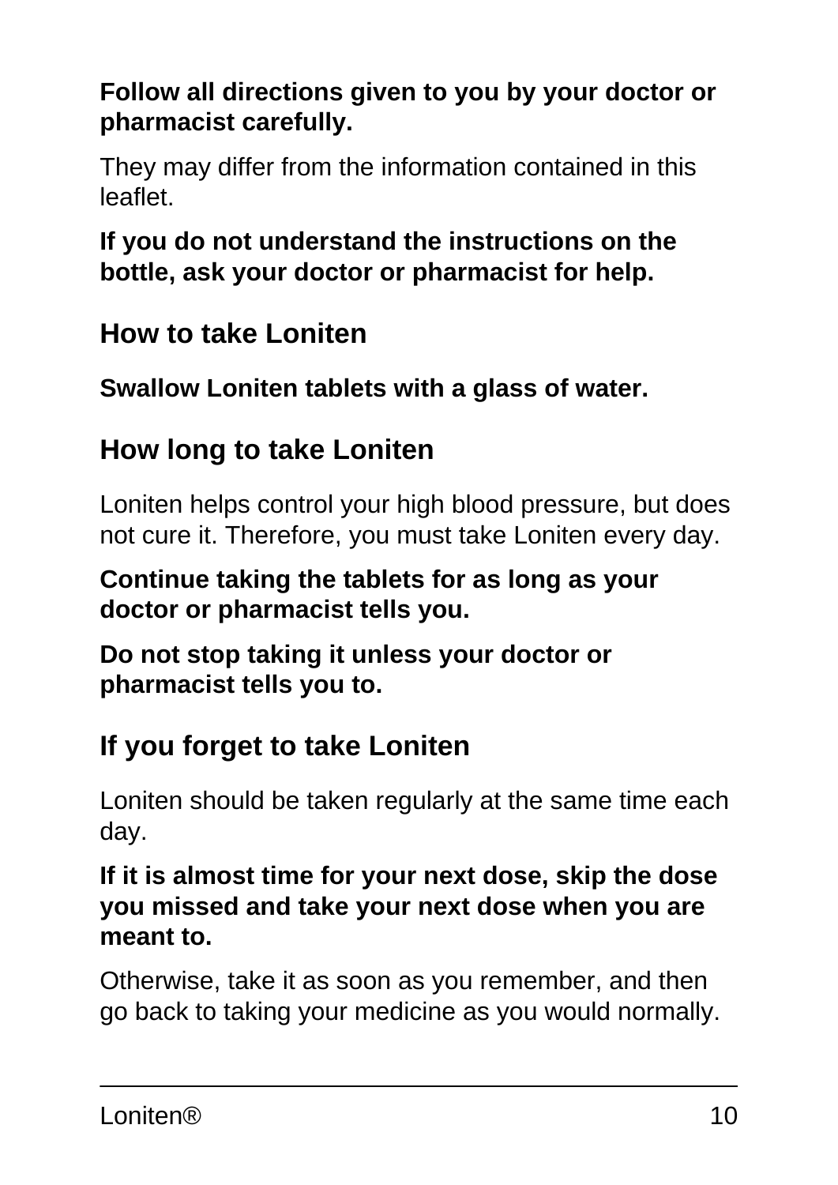**Follow all directions given to you by your doctor or pharmacist carefully.**

They may differ from the information contained in this leaflet.

**If you do not understand the instructions on the bottle, ask your doctor or pharmacist for help.**

## How to take Loniten

**Swallow Loniten tablets with a glass of water.**

## How long to take Loniten

Loniten helps control your high blood pressure, but does not cure it. Therefore, you must take Loniten every day.

**Continue taking the tablets for as long as your doctor or pharmacist tells you.**

**Do not stop taking it unless your doctor or pharmacist tells you to.**

## If you forget to take Loniten

Loniten should be taken regularly at the same time each day.

**If it is almost time for your next dose, skip the dose you missed and take your next dose when you are meant to.**

Otherwise, take it as soon as you remember, and then go back to taking your medicine as you would normally.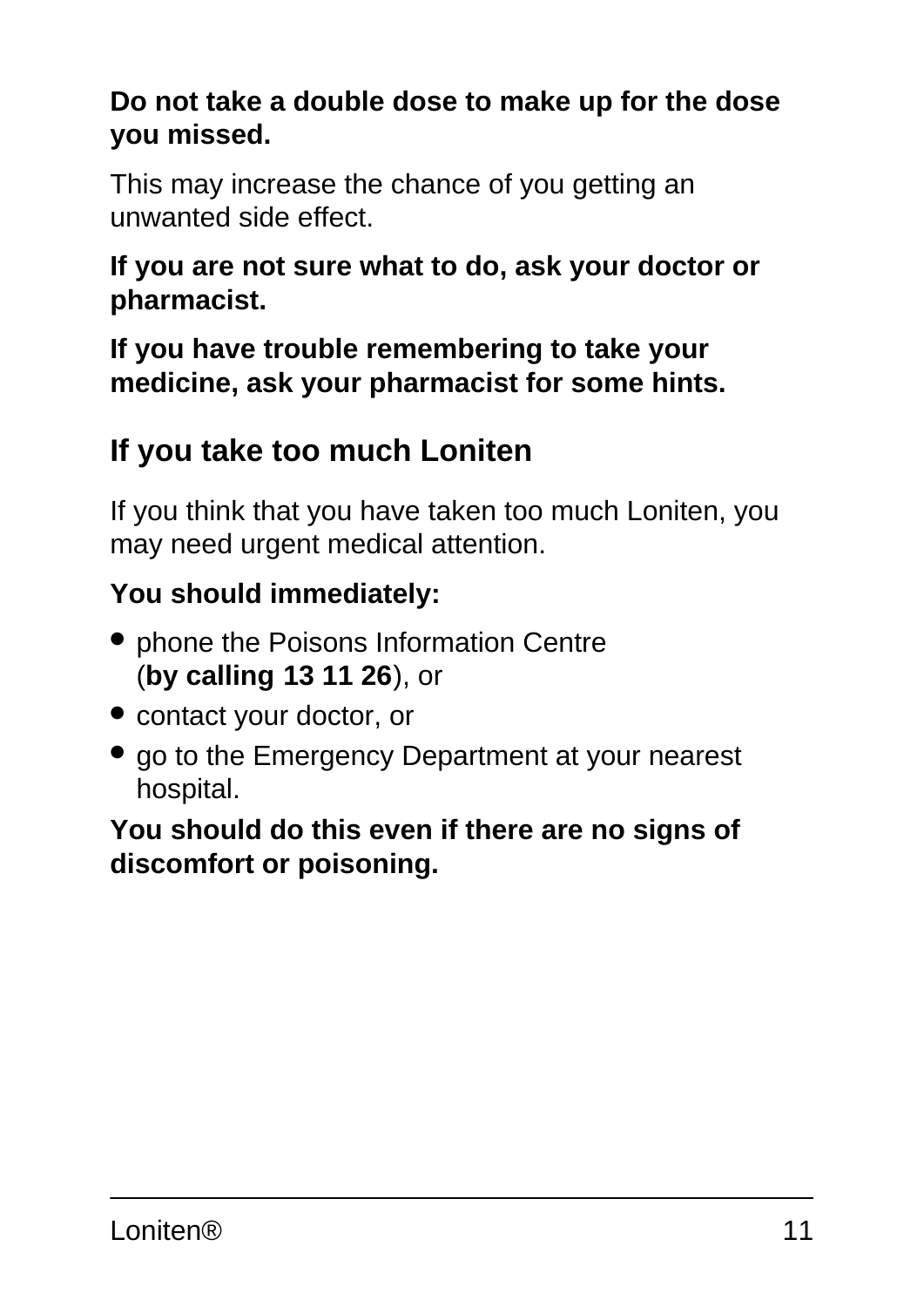**Do not take a double dose to make up for the dose you missed.**

This may increase the chance of you getting an unwanted side effect.

**If you are not sure what to do, ask your doctor or pharmacist.**

**If you have trouble remembering to take your medicine, ask your pharmacist for some hints.**

## If you take too much Loniten

If you think that you have taken too much Loniten, you may need urgent medical attention.

**You should immediately:**

- phone the Poisons Information Centre (**by calling 13 11 26**), or
- contact your doctor, or
- go to the Emergency Department at your nearest hospital.

**You should do this even if there are no signs of discomfort or poisoning.**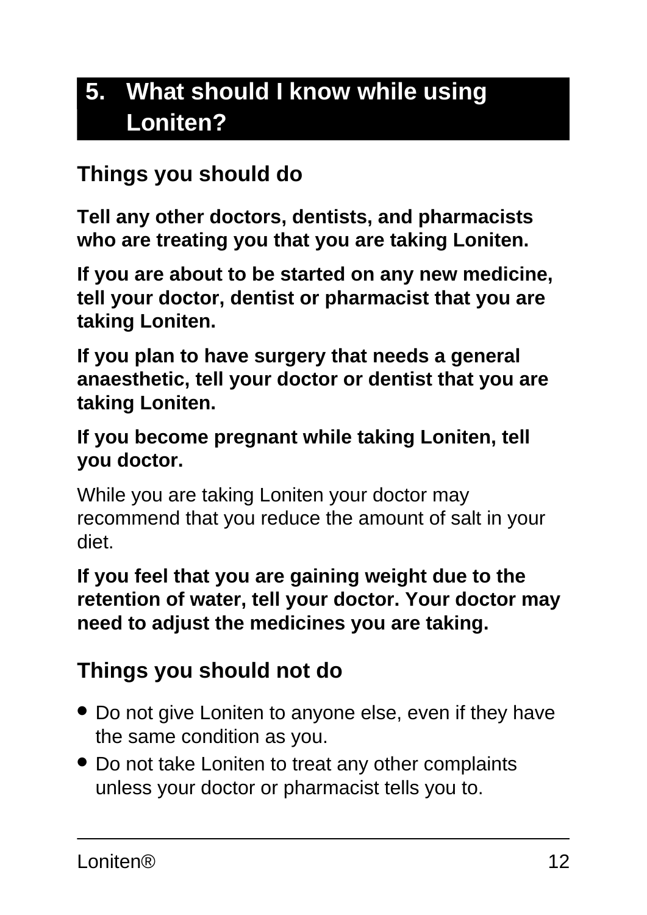## 5. What should I know while using Loniten?

### Things you should do

**Tell any other doctors, dentists, and pharmacists who are treating you that you are taking Loniten.**

**If you are about to be started on any new medicine, tell your doctor, dentist or pharmacist that you are taking Loniten.**

**If you plan to have surgery that needs a general anaesthetic, tell your doctor or dentist that you are taking Loniten.**

**If you become pregnant while taking Loniten, tell you doctor.**

While you are taking Loniten your doctor may recommend that you reduce the amount of salt in your diet.

**If you feel that you are gaining weight due to the retention of water, tell your doctor. Your doctor may need to adjust the medicines you are taking.**

### Things you should not do

- Do not give Loniten to anyone else, even if they have the same condition as you.
- Do not take Loniten to treat any other complaints unless your doctor or pharmacist tells you to.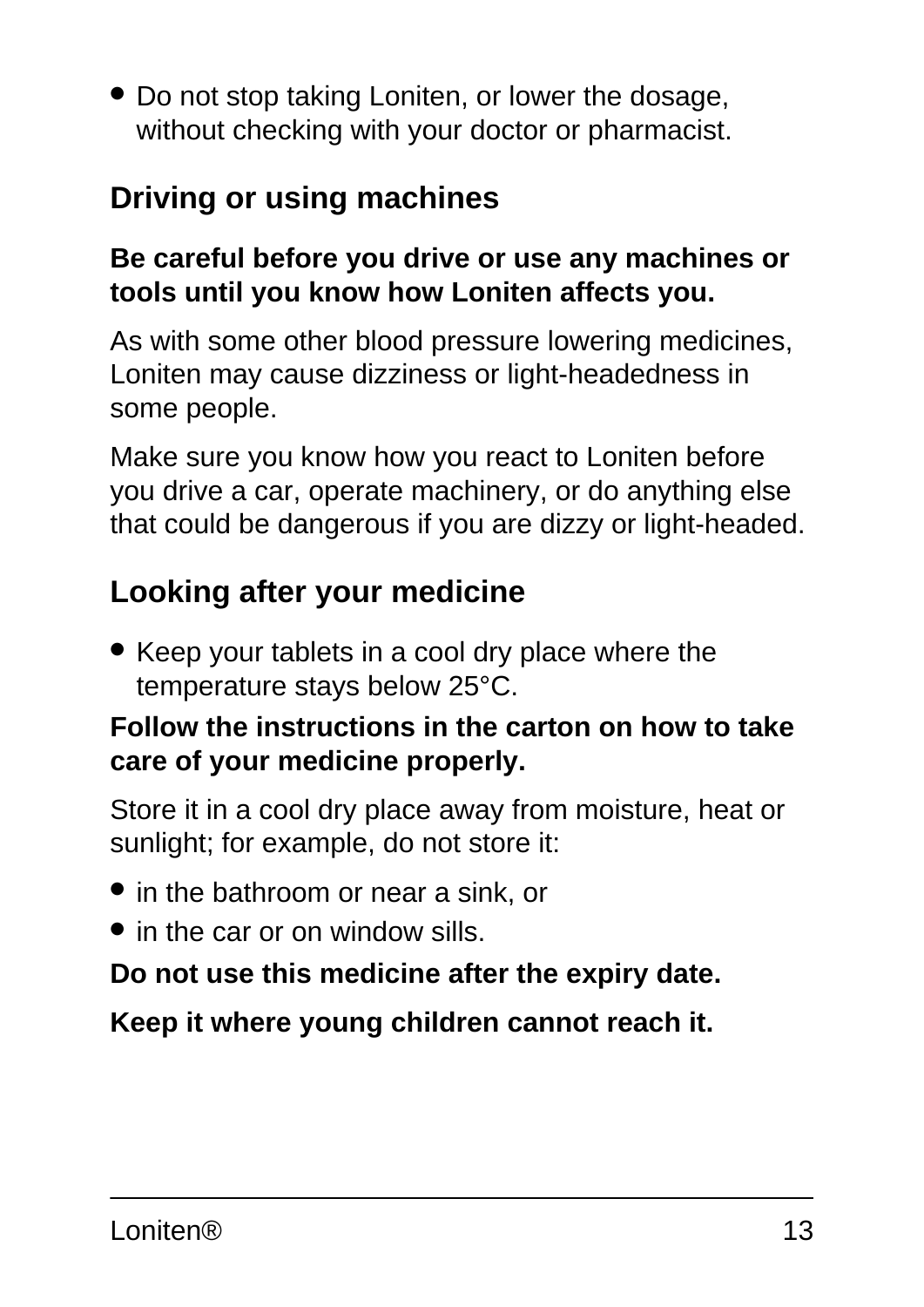- Do not stop taking Loniten, or lower the dosage, without checking with your doctor or pharmacist.

## Driving or using machines

**Be careful before you drive or use any machines or tools until you know how Loniten affects you.**

As with some other blood pressure lowering medicines, Loniten may cause dizziness or light-headedness in some people.

Make sure you know how you react to Loniten before you drive a car, operate machinery, or do anything else that could be dangerous if you are dizzy or light-headed.

## Looking after your medicine

- Keep your tablets in a cool dry place where the temperature stays below 25°C.

**Follow the instructions in the carton on how to take care of your medicine properly.**

Store it in a cool dry place away from moisture, heat or sunlight; for example, do not store it:

- in the bathroom or near a sink, or
- in the car or on window sills.

**Do not use this medicine after the expiry date.**

**Keep it where young children cannot reach it.**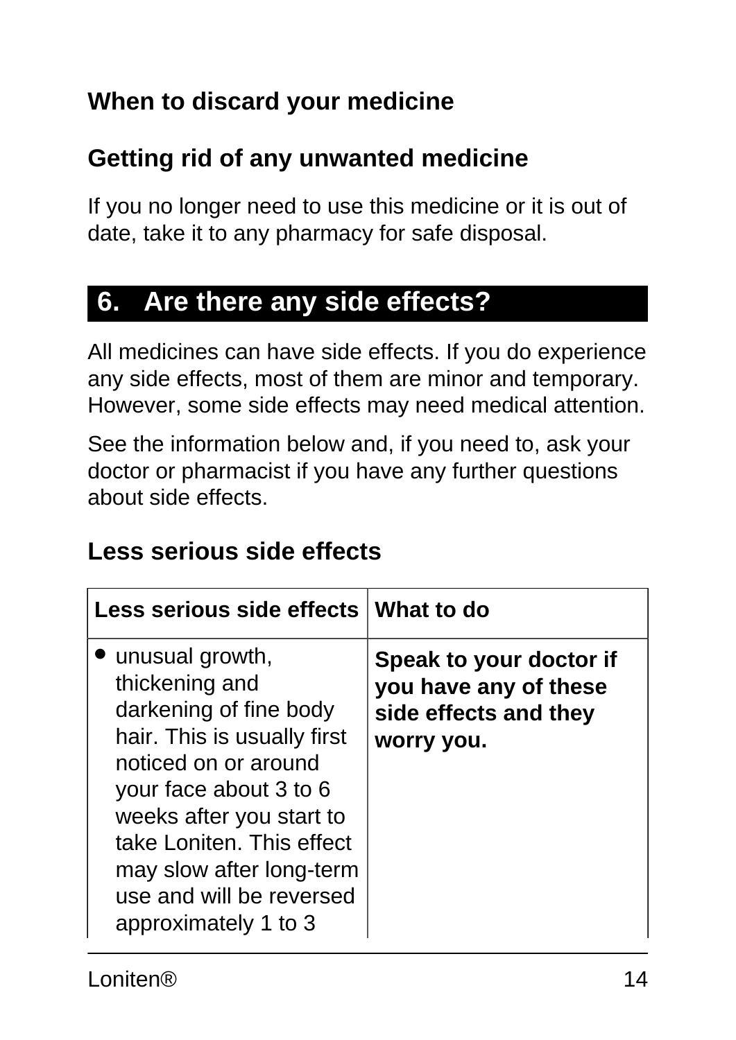### When to discard your medicine

### Getting rid of any unwanted medicine

If you no longer need to use this medicine or it is out of date, take it to any pharmacy for safe disposal.

## 6. Are there any side effects?

All medicines can have side effects. If you do experience any side effects, most of them are minor and temporary. However, some side effects may need medical attention.

See the information below and, if you need to, ask your doctor or pharmacist if you have any further questions about side effects.

### Less serious side effects

| Less serious side effects | What to do |
|---|---|
| • unusual growth, thickening and darkening of fine body hair. This is usually first noticed on or around your face about 3 to 6 weeks after you start to take Loniten. This effect may slow after long-term use and will be reversed approximately 1 to 3 | **Speak to your doctor if you have any of these side effects and they worry you.** |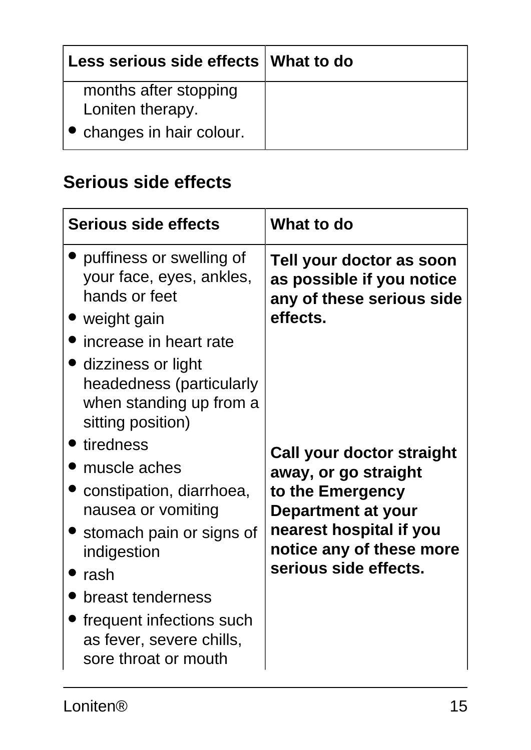| Less serious side effects | What to do |
|---|---|
| months after stopping Loniten therapy.<br>• changes in hair colour. | |

## Serious side effects

| Serious side effects | What to do |
|---|---|
| • puffiness or swelling of your face, eyes, ankles, hands or feet<br>• weight gain<br>• increase in heart rate<br>• dizziness or light headedness (particularly when standing up from a sitting position) | **Tell your doctor as soon as possible if you notice any of these serious side effects.** |
| • tiredness<br>• muscle aches<br>• constipation, diarrhoea, nausea or vomiting<br>• stomach pain or signs of indigestion<br>• rash<br>• breast tenderness<br>• frequent infections such as fever, severe chills, sore throat or mouth | **Call your doctor straight away, or go straight to the Emergency Department at your nearest hospital if you notice any of these more serious side effects.** |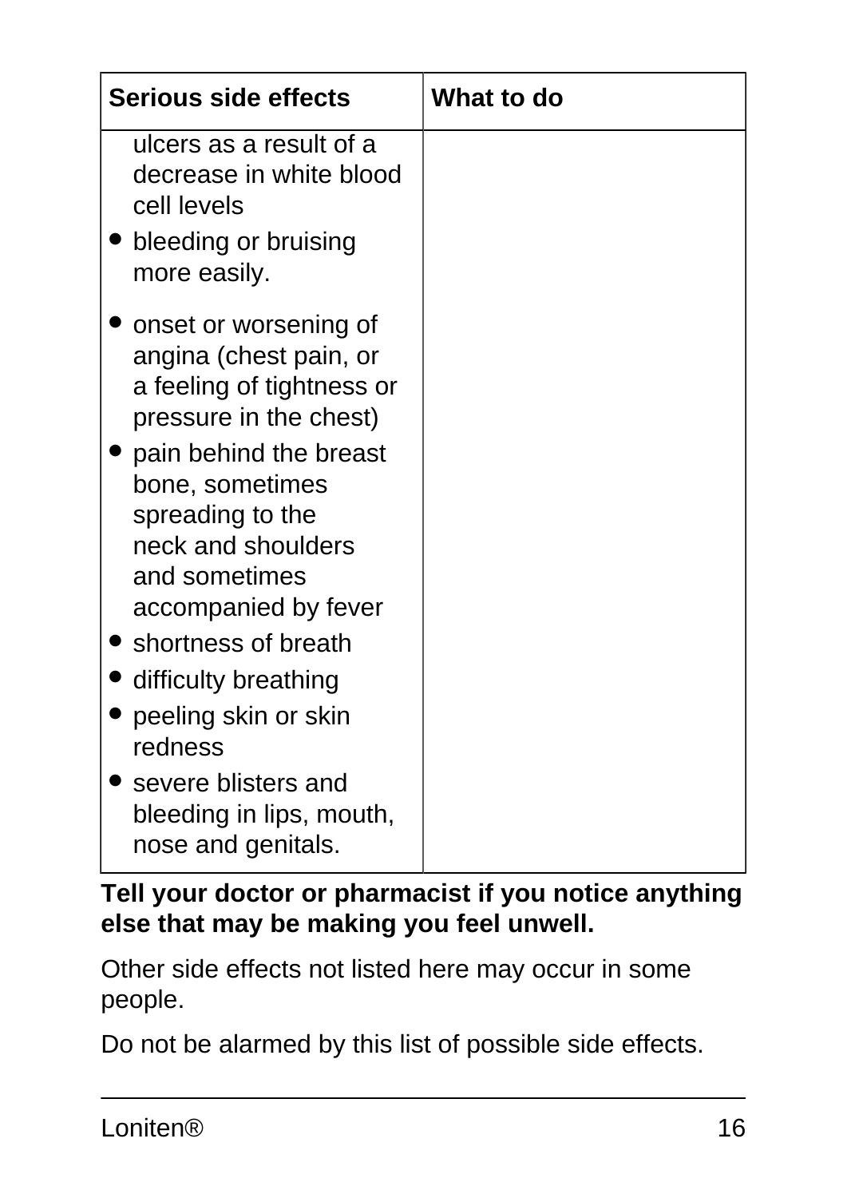| Serious side effects | What to do |
|---|---|
| ulcers as a result of a decrease in white blood cell levels<br>• bleeding or bruising more easily.<br>• onset or worsening of angina (chest pain, or a feeling of tightness or pressure in the chest)<br>• pain behind the breast bone, sometimes spreading to the neck and shoulders and sometimes accompanied by fever<br>• shortness of breath<br>• difficulty breathing<br>• peeling skin or skin redness<br>• severe blisters and bleeding in lips, mouth, nose and genitals. | |

**Tell your doctor or pharmacist if you notice anything else that may be making you feel unwell.**

Other side effects not listed here may occur in some people.

Do not be alarmed by this list of possible side effects.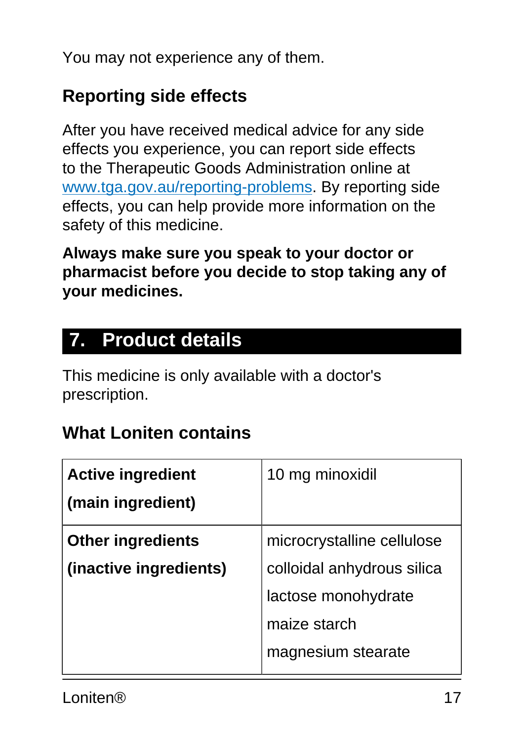You may not experience any of them.

### Reporting side effects

After you have received medical advice for any side effects you experience, you can report side effects to the Therapeutic Goods Administration online at [www.tga.gov.au/reporting-problems](http://www.tga.gov.au/reporting-problems). By reporting side effects, you can help provide more information on the safety of this medicine.

**Always make sure you speak to your doctor or pharmacist before you decide to stop taking any of your medicines.**

## 7. Product details

This medicine is only available with a doctor's prescription.

### What Loniten contains

| | |
|---|---|
| **Active ingredient** **(main ingredient)** | 10 mg minoxidil |
| **Other ingredients** **(inactive ingredients)** | microcrystalline cellulose<br>colloidal anhydrous silica<br>lactose monohydrate<br>maize starch<br>magnesium stearate |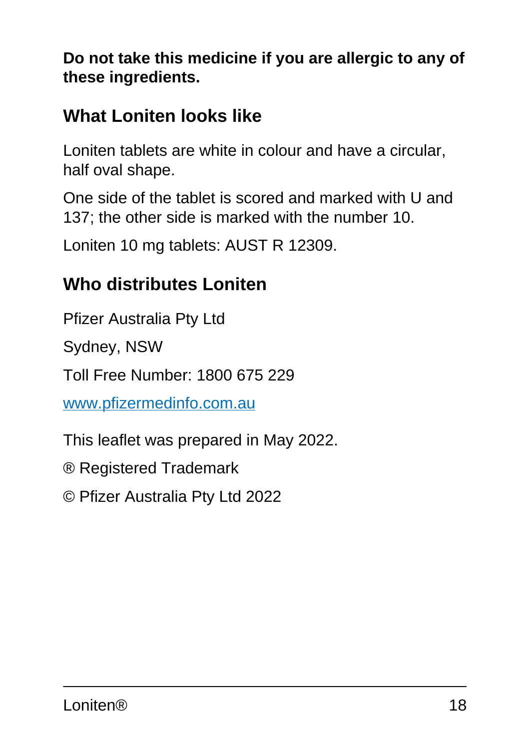**Do not take this medicine if you are allergic to any of these ingredients.**

## What Loniten looks like

Loniten tablets are white in colour and have a circular, half oval shape.

One side of the tablet is scored and marked with U and 137; the other side is marked with the number 10.

Loniten 10 mg tablets: AUST R 12309.

## Who distributes Loniten

Pfizer Australia Pty Ltd

Sydney, NSW

Toll Free Number: 1800 675 229

[www.pfizermedinfo.com.au](http://www.pfizermedinfo.com.au)

This leaflet was prepared in May 2022.

® Registered Trademark

© Pfizer Australia Pty Ltd 2022